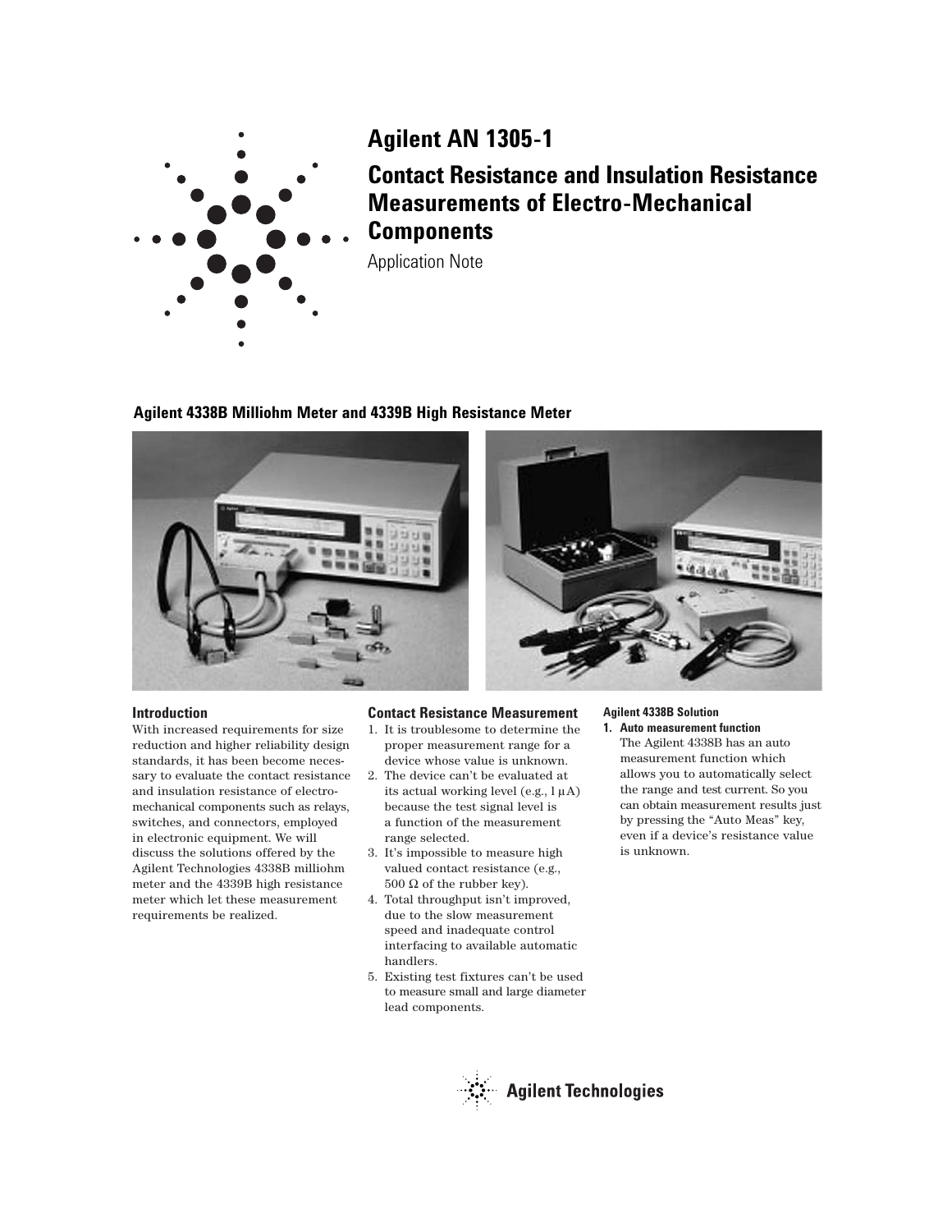# Agilent AN 1305-1

## Contact Resistance and Insulation Resistance Measurements of Electro-Mechanical Components

Application Note

### Agilent 4338B Milliohm Meter and 4339B High Resistance Meter

### Introduction

With increased requirements for size reduction and higher reliability design standards, it has been become necessary to evaluate the contact resistance and insulation resistance of electro-mechanical components such as relays, switches, and connectors, employed in electronic equipment. We will discuss the solutions offered by the Agilent Technologies 4338B milliohm meter and the 4339B high resistance meter which let these measurement requirements be realized.

### Contact Resistance Measurement

1. It is troublesome to determine the proper measurement range for a device whose value is unknown.
2. The device can't be evaluated at its actual working level (e.g., 1 μA) because the test signal level is a function of the measurement range selected.
3. It's impossible to measure high valued contact resistance (e.g., 500 Ω of the rubber key).
4. Total throughput isn't improved, due to the slow measurement speed and inadequate control interfacing to available automatic handlers.
5. Existing test fixtures can't be used to measure small and large diameter lead components.

#### Agilent 4338B Solution

1. **Auto measurement function**
   The Agilent 4338B has an auto measurement function which allows you to automatically select the range and test current. So you can obtain measurement results just by pressing the "Auto Meas" key, even if a device's resistance value is unknown.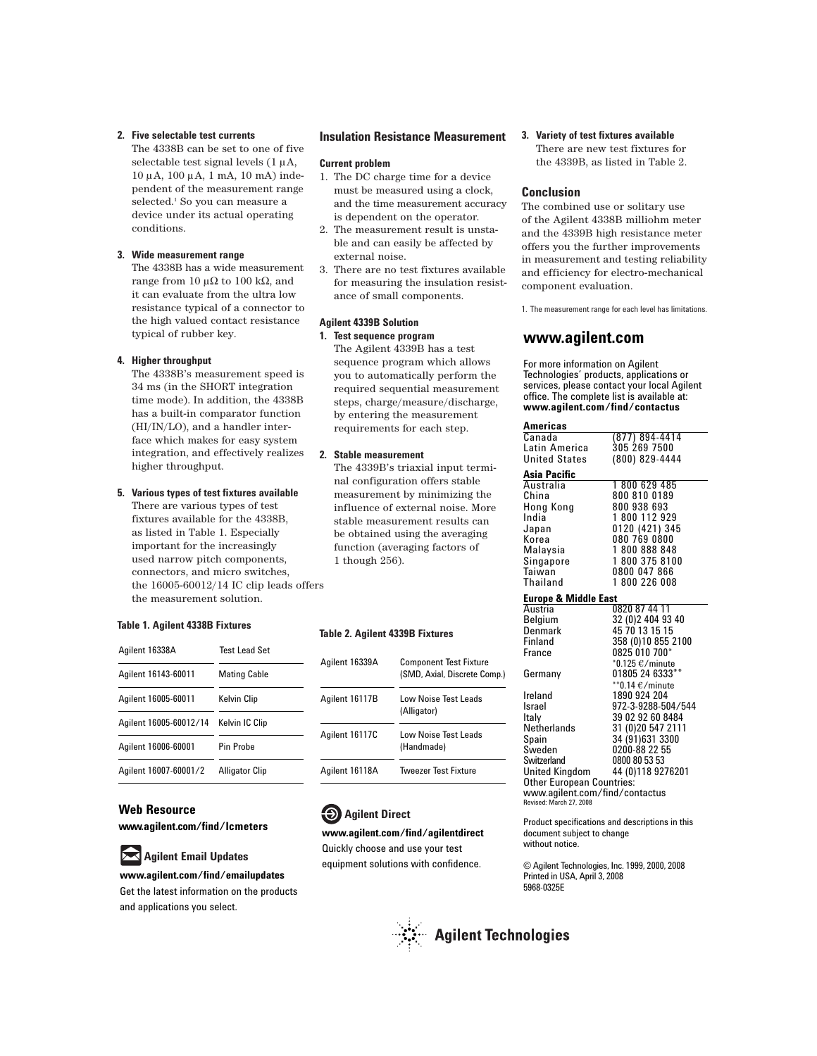**2. Five selectable test currents**

The 4338B can be set to one of five selectable test signal levels (1 µA, 10 µA, 100 µA, 1 mA, 10 mA) independent of the measurement range selected.[1] So you can measure a device under its actual operating conditions.

**3. Wide measurement range**

The 4338B has a wide measurement range from 10 µΩ to 100 kΩ, and it can evaluate from the ultra low resistance typical of a connector to the high valued contact resistance typical of rubber key.

**4. Higher throughput**

The 4338B's measurement speed is 34 ms (in the SHORT integration time mode). In addition, the 4338B has a built-in comparator function (HI/IN/LO), and a handler interface which makes for easy system integration, and effectively realizes higher throughput.

**5. Various types of test fixtures available**

There are various types of test fixtures available for the 4338B, as listed in Table 1. Especially important for the increasingly used narrow pitch components, connectors, and micro switches, the 16005-60012/14 IC clip leads offers the measurement solution.

**Table 1. Agilent 4338B Fixtures**

| | |
|---|---|
| Agilent 16338A | Test Lead Set |
| Agilent 16143-60011 | Mating Cable |
| Agilent 16005-60011 | Kelvin Clip |
| Agilent 16005-60012/14 | Kelvin IC Clip |
| Agilent 16006-60001 | Pin Probe |
| Agilent 16007-60001/2 | Alligator Clip |

## Insulation Resistance Measurement

**Current problem**

1. The DC charge time for a device must be measured using a clock, and the time measurement accuracy is dependent on the operator.
2. The measurement result is unstable and can easily be affected by external noise.
3. There are no test fixtures available for measuring the insulation resistance of small components.

**Agilent 4339B Solution**

**1. Test sequence program**

The Agilent 4339B has a test sequence program which allows you to automatically perform the required sequential measurement steps, charge/measure/discharge, by entering the measurement requirements for each step.

**2. Stable measurement**

The 4339B's triaxial input terminal configuration offers stable measurement by minimizing the influence of external noise. More stable measurement results can be obtained using the averaging function (averaging factors of 1 though 256).

**3. Variety of test fixtures available**

There are new test fixtures for the 4339B, as listed in Table 2.

**Table 2. Agilent 4339B Fixtures**

| | |
|---|---|
| Agilent 16339A | Component Test Fixture (SMD, Axial, Discrete Comp.) |
| Agilent 16117B | Low Noise Test Leads (Alligator) |
| Agilent 16117C | Low Noise Test Leads (Handmade) |
| Agilent 16118A | Tweezer Test Fixture |

## Conclusion

The combined use or solitary use of the Agilent 4338B milliohm meter and the 4339B high resistance meter offers you the further improvements in measurement and testing reliability and efficiency for electro-mechanical component evaluation.

1. The measurement range for each level has limitations.

### Web Resource

**www.agilent.com/find/lcmeters**

### Agilent Email Updates

**www.agilent.com/find/emailupdates**

Get the latest information on the products and applications you select.

### Agilent Direct

**www.agilent.com/find/agilentdirect**

Quickly choose and use your test equipment solutions with confidence.

## www.agilent.com

For more information on Agilent Technologies' products, applications or services, please contact your local Agilent office. The complete list is available at:
**www.agilent.com/find/contactus**

**Americas**

| | |
|---|---|
| Canada | (877) 894-4414 |
| Latin America | 305 269 7500 |
| United States | (800) 829-4444 |

**Asia Pacific**

| | |
|---|---|
| Australia | 1 800 629 485 |
| China | 800 810 0189 |
| Hong Kong | 800 938 693 |
| India | 1 800 112 929 |
| Japan | 0120 (421) 345 |
| Korea | 080 769 0800 |
| Malaysia | 1 800 888 848 |
| Singapore | 1 800 375 8100 |
| Taiwan | 0800 047 866 |
| Thailand | 1 800 226 008 |

**Europe & Middle East**

| | |
|---|---|
| Austria | 0820 87 44 11 |
| Belgium | 32 (0)2 404 93 40 |
| Denmark | 45 70 13 15 15 |
| Finland | 358 (0)10 855 2100 |
| France | 0825 010 700* *0.125 €/minute |
| Germany | 01805 24 6333** **0.14 €/minute |
| Ireland | 1890 924 204 |
| Israel | 972-3-9288-504/544 |
| Italy | 39 02 92 60 8484 |
| Netherlands | 31 (0)20 547 2111 |
| Spain | 34 (91)631 3300 |
| Sweden | 0200-88 22 55 |
| Switzerland | 0800 80 53 53 |
| United Kingdom | 44 (0)118 9276201 |

Other European Countries:
www.agilent.com/find/contactus
Revised: March 27, 2008

Product specifications and descriptions in this document subject to change without notice.

© Agilent Technologies, Inc. 1999, 2000, 2008
Printed in USA, April 3, 2008
5968-0325E

Agilent Technologies